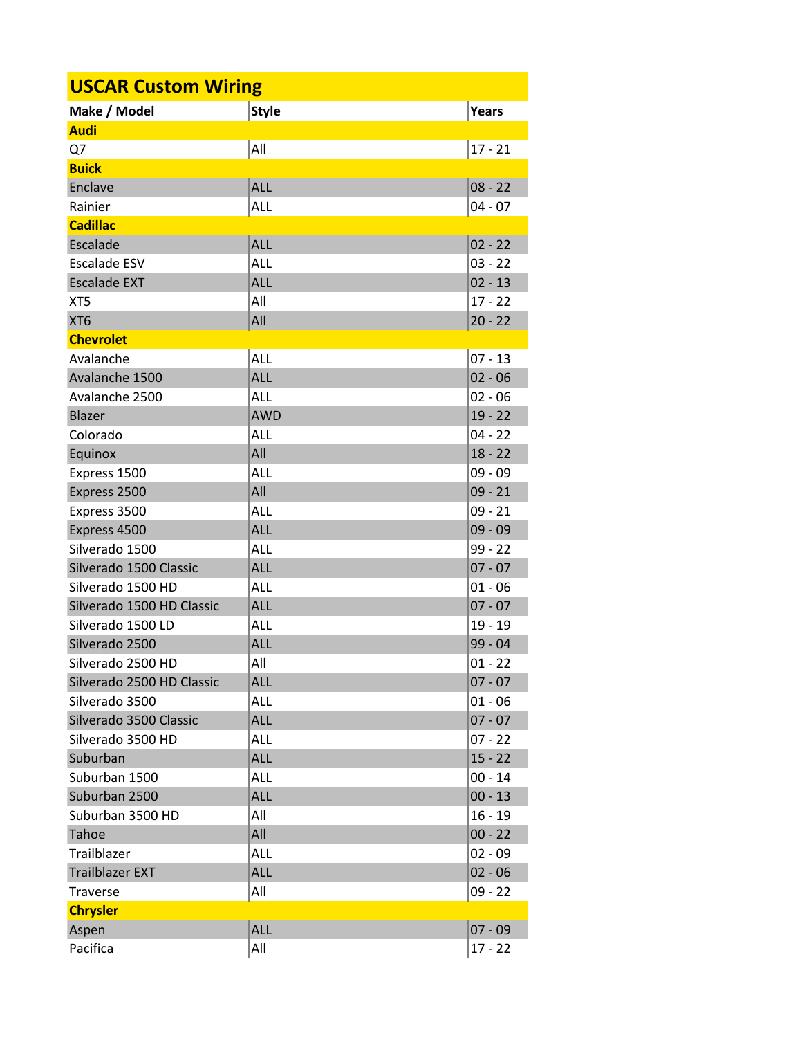| USCAR Custom Wiring | | |
|---|---|---|
| **Make / Model** | **Style** | **Years** |
| **Audi** | | |
| Q7 | All | 17 - 21 |
| **Buick** | | |
| Enclave | ALL | 08 - 22 |
| Rainier | ALL | 04 - 07 |
| **Cadillac** | | |
| Escalade | ALL | 02 - 22 |
| Escalade ESV | ALL | 03 - 22 |
| Escalade EXT | ALL | 02 - 13 |
| XT5 | All | 17 - 22 |
| XT6 | All | 20 - 22 |
| **Chevrolet** | | |
| Avalanche | ALL | 07 - 13 |
| Avalanche 1500 | ALL | 02 - 06 |
| Avalanche 2500 | ALL | 02 - 06 |
| Blazer | AWD | 19 - 22 |
| Colorado | ALL | 04 - 22 |
| Equinox | All | 18 - 22 |
| Express 1500 | ALL | 09 - 09 |
| Express 2500 | All | 09 - 21 |
| Express 3500 | ALL | 09 - 21 |
| Express 4500 | ALL | 09 - 09 |
| Silverado 1500 | ALL | 99 - 22 |
| Silverado 1500 Classic | ALL | 07 - 07 |
| Silverado 1500 HD | ALL | 01 - 06 |
| Silverado 1500 HD Classic | ALL | 07 - 07 |
| Silverado 1500 LD | ALL | 19 - 19 |
| Silverado 2500 | ALL | 99 - 04 |
| Silverado 2500 HD | All | 01 - 22 |
| Silverado 2500 HD Classic | ALL | 07 - 07 |
| Silverado 3500 | ALL | 01 - 06 |
| Silverado 3500 Classic | ALL | 07 - 07 |
| Silverado 3500 HD | ALL | 07 - 22 |
| Suburban | ALL | 15 - 22 |
| Suburban 1500 | ALL | 00 - 14 |
| Suburban 2500 | ALL | 00 - 13 |
| Suburban 3500 HD | All | 16 - 19 |
| Tahoe | All | 00 - 22 |
| Trailblazer | ALL | 02 - 09 |
| Trailblazer EXT | ALL | 02 - 06 |
| Traverse | All | 09 - 22 |
| **Chrysler** | | |
| Aspen | ALL | 07 - 09 |
| Pacifica | All | 17 - 22 |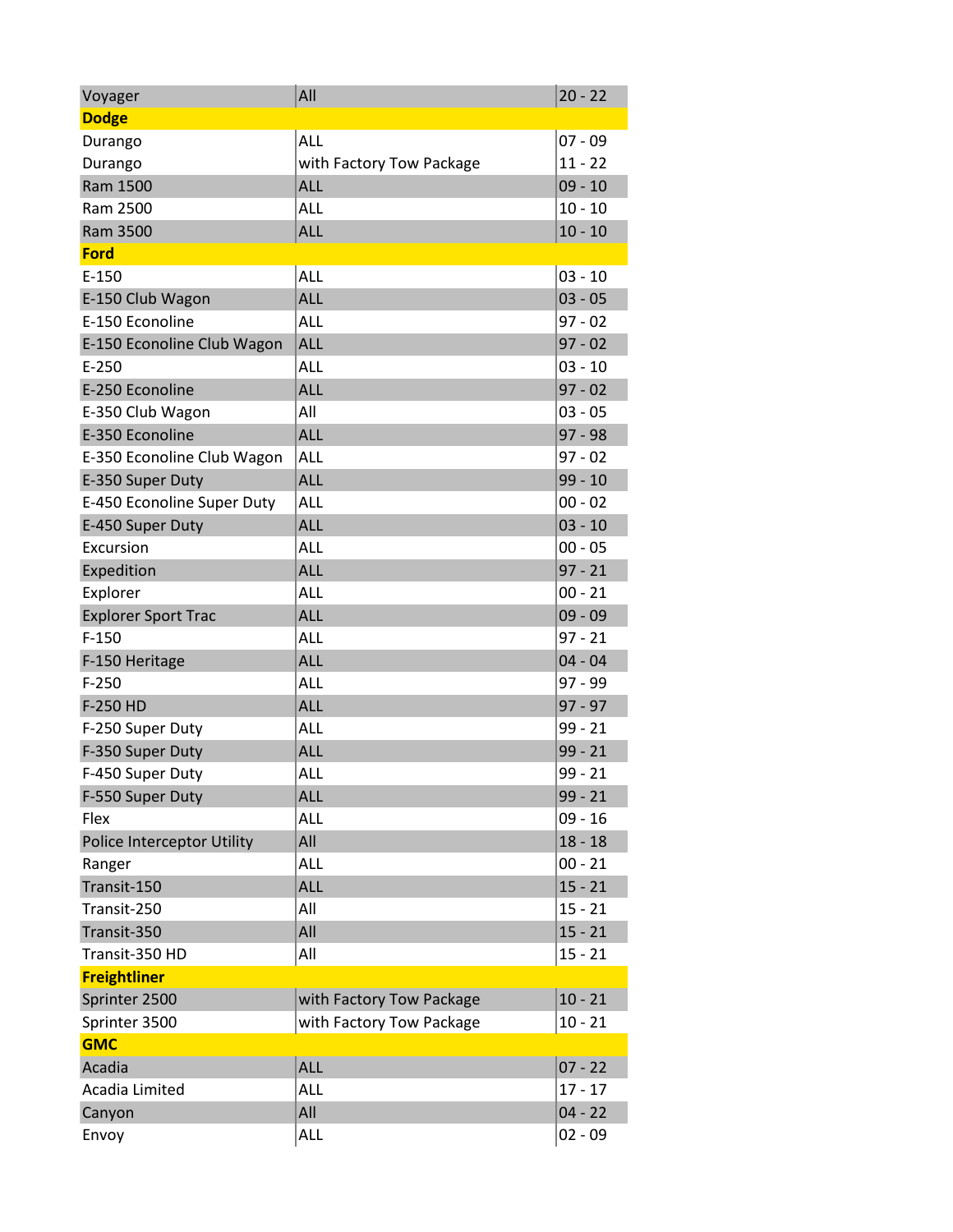| | | |
|---|---|---|
| Voyager | All | 20 - 22 |
| **Dodge** | | |
| Durango | ALL | 07 - 09 |
| Durango | with Factory Tow Package | 11 - 22 |
| Ram 1500 | ALL | 09 - 10 |
| Ram 2500 | ALL | 10 - 10 |
| Ram 3500 | ALL | 10 - 10 |
| **Ford** | | |
| E-150 | ALL | 03 - 10 |
| E-150 Club Wagon | ALL | 03 - 05 |
| E-150 Econoline | ALL | 97 - 02 |
| E-150 Econoline Club Wagon | ALL | 97 - 02 |
| E-250 | ALL | 03 - 10 |
| E-250 Econoline | ALL | 97 - 02 |
| E-350 Club Wagon | All | 03 - 05 |
| E-350 Econoline | ALL | 97 - 98 |
| E-350 Econoline Club Wagon | ALL | 97 - 02 |
| E-350 Super Duty | ALL | 99 - 10 |
| E-450 Econoline Super Duty | ALL | 00 - 02 |
| E-450 Super Duty | ALL | 03 - 10 |
| Excursion | ALL | 00 - 05 |
| Expedition | ALL | 97 - 21 |
| Explorer | ALL | 00 - 21 |
| Explorer Sport Trac | ALL | 09 - 09 |
| F-150 | ALL | 97 - 21 |
| F-150 Heritage | ALL | 04 - 04 |
| F-250 | ALL | 97 - 99 |
| F-250 HD | ALL | 97 - 97 |
| F-250 Super Duty | ALL | 99 - 21 |
| F-350 Super Duty | ALL | 99 - 21 |
| F-450 Super Duty | ALL | 99 - 21 |
| F-550 Super Duty | ALL | 99 - 21 |
| Flex | ALL | 09 - 16 |
| Police Interceptor Utility | All | 18 - 18 |
| Ranger | ALL | 00 - 21 |
| Transit-150 | ALL | 15 - 21 |
| Transit-250 | All | 15 - 21 |
| Transit-350 | All | 15 - 21 |
| Transit-350 HD | All | 15 - 21 |
| **Freightliner** | | |
| Sprinter 2500 | with Factory Tow Package | 10 - 21 |
| Sprinter 3500 | with Factory Tow Package | 10 - 21 |
| **GMC** | | |
| Acadia | ALL | 07 - 22 |
| Acadia Limited | ALL | 17 - 17 |
| Canyon | All | 04 - 22 |
| Envoy | ALL | 02 - 09 |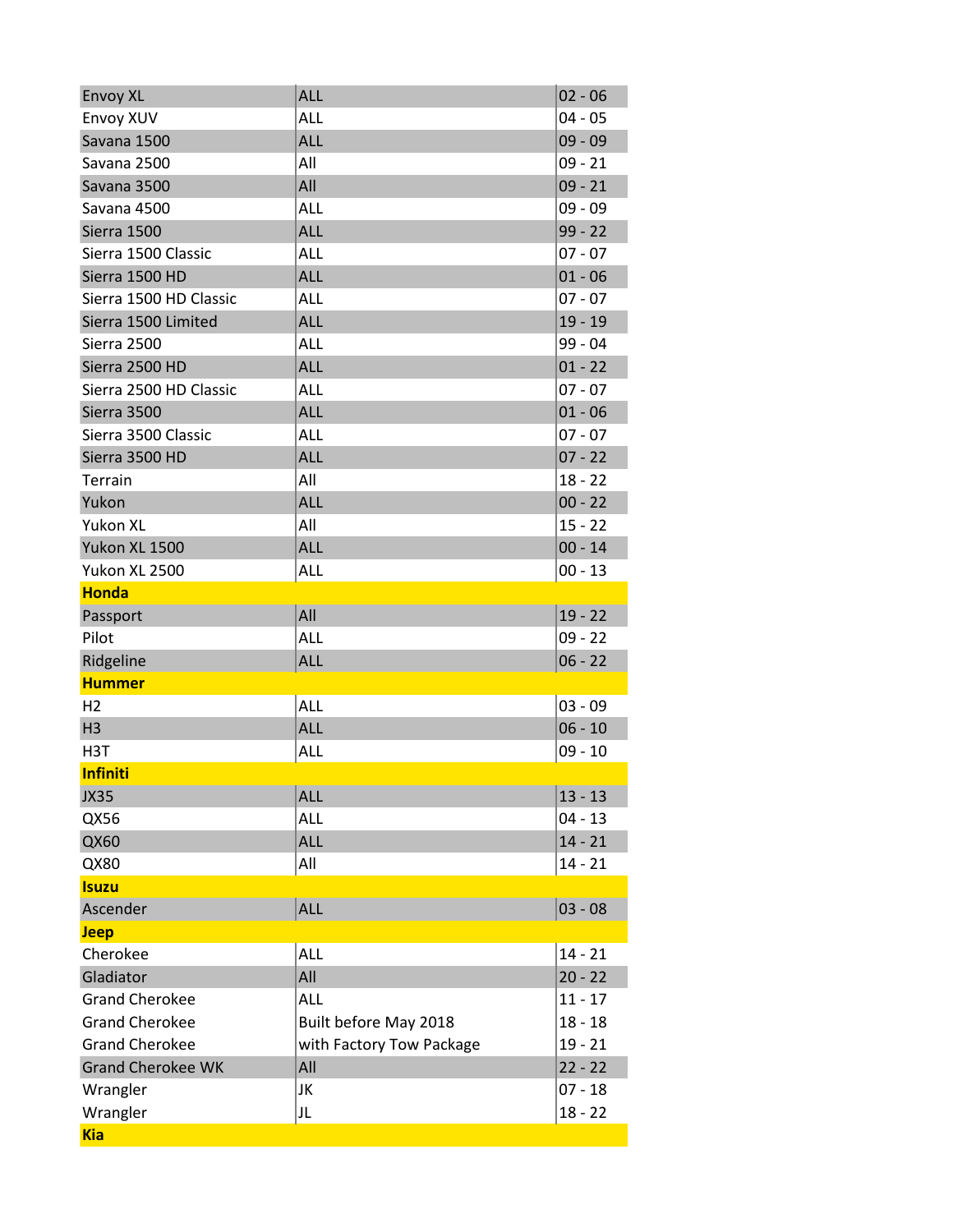| | | |
|---|---|---|
| Envoy XL | ALL | 02 - 06 |
| Envoy XUV | ALL | 04 - 05 |
| Savana 1500 | ALL | 09 - 09 |
| Savana 2500 | All | 09 - 21 |
| Savana 3500 | All | 09 - 21 |
| Savana 4500 | ALL | 09 - 09 |
| Sierra 1500 | ALL | 99 - 22 |
| Sierra 1500 Classic | ALL | 07 - 07 |
| Sierra 1500 HD | ALL | 01 - 06 |
| Sierra 1500 HD Classic | ALL | 07 - 07 |
| Sierra 1500 Limited | ALL | 19 - 19 |
| Sierra 2500 | ALL | 99 - 04 |
| Sierra 2500 HD | ALL | 01 - 22 |
| Sierra 2500 HD Classic | ALL | 07 - 07 |
| Sierra 3500 | ALL | 01 - 06 |
| Sierra 3500 Classic | ALL | 07 - 07 |
| Sierra 3500 HD | ALL | 07 - 22 |
| Terrain | All | 18 - 22 |
| Yukon | ALL | 00 - 22 |
| Yukon XL | All | 15 - 22 |
| Yukon XL 1500 | ALL | 00 - 14 |
| Yukon XL 2500 | ALL | 00 - 13 |
| **Honda** | | |
| Passport | All | 19 - 22 |
| Pilot | ALL | 09 - 22 |
| Ridgeline | ALL | 06 - 22 |
| **Hummer** | | |
| H2 | ALL | 03 - 09 |
| H3 | ALL | 06 - 10 |
| H3T | ALL | 09 - 10 |
| **Infiniti** | | |
| JX35 | ALL | 13 - 13 |
| QX56 | ALL | 04 - 13 |
| QX60 | ALL | 14 - 21 |
| QX80 | All | 14 - 21 |
| **Isuzu** | | |
| Ascender | ALL | 03 - 08 |
| **Jeep** | | |
| Cherokee | ALL | 14 - 21 |
| Gladiator | All | 20 - 22 |
| Grand Cherokee | ALL | 11 - 17 |
| Grand Cherokee | Built before May 2018 | 18 - 18 |
| Grand Cherokee | with Factory Tow Package | 19 - 21 |
| Grand Cherokee WK | All | 22 - 22 |
| Wrangler | JK | 07 - 18 |
| Wrangler | JL | 18 - 22 |
| **Kia** | | |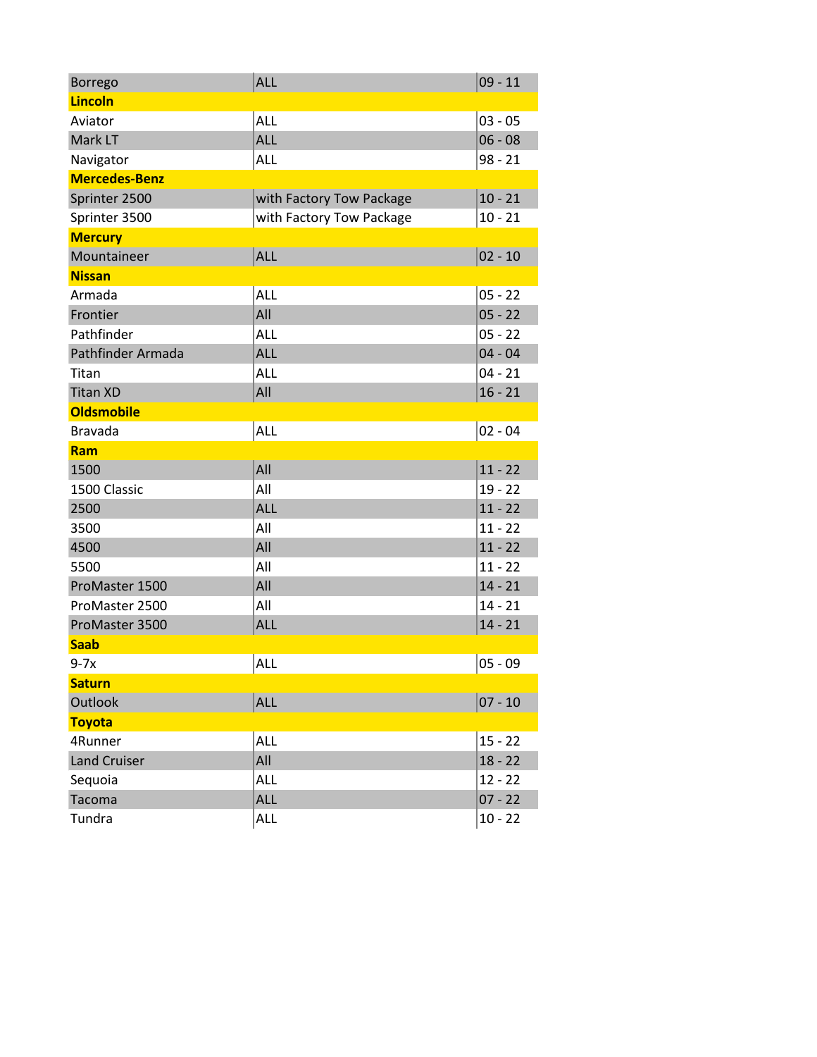| | | |
|---|---|---|
| Borrego | ALL | 09 - 11 |
| **Lincoln** | | |
| Aviator | ALL | 03 - 05 |
| Mark LT | ALL | 06 - 08 |
| Navigator | ALL | 98 - 21 |
| **Mercedes-Benz** | | |
| Sprinter 2500 | with Factory Tow Package | 10 - 21 |
| Sprinter 3500 | with Factory Tow Package | 10 - 21 |
| **Mercury** | | |
| Mountaineer | ALL | 02 - 10 |
| **Nissan** | | |
| Armada | ALL | 05 - 22 |
| Frontier | All | 05 - 22 |
| Pathfinder | ALL | 05 - 22 |
| Pathfinder Armada | ALL | 04 - 04 |
| Titan | ALL | 04 - 21 |
| Titan XD | All | 16 - 21 |
| **Oldsmobile** | | |
| Bravada | ALL | 02 - 04 |
| **Ram** | | |
| 1500 | All | 11 - 22 |
| 1500 Classic | All | 19 - 22 |
| 2500 | ALL | 11 - 22 |
| 3500 | All | 11 - 22 |
| 4500 | All | 11 - 22 |
| 5500 | All | 11 - 22 |
| ProMaster 1500 | All | 14 - 21 |
| ProMaster 2500 | All | 14 - 21 |
| ProMaster 3500 | ALL | 14 - 21 |
| **Saab** | | |
| 9-7x | ALL | 05 - 09 |
| **Saturn** | | |
| Outlook | ALL | 07 - 10 |
| **Toyota** | | |
| 4Runner | ALL | 15 - 22 |
| Land Cruiser | All | 18 - 22 |
| Sequoia | ALL | 12 - 22 |
| Tacoma | ALL | 07 - 22 |
| Tundra | ALL | 10 - 22 |